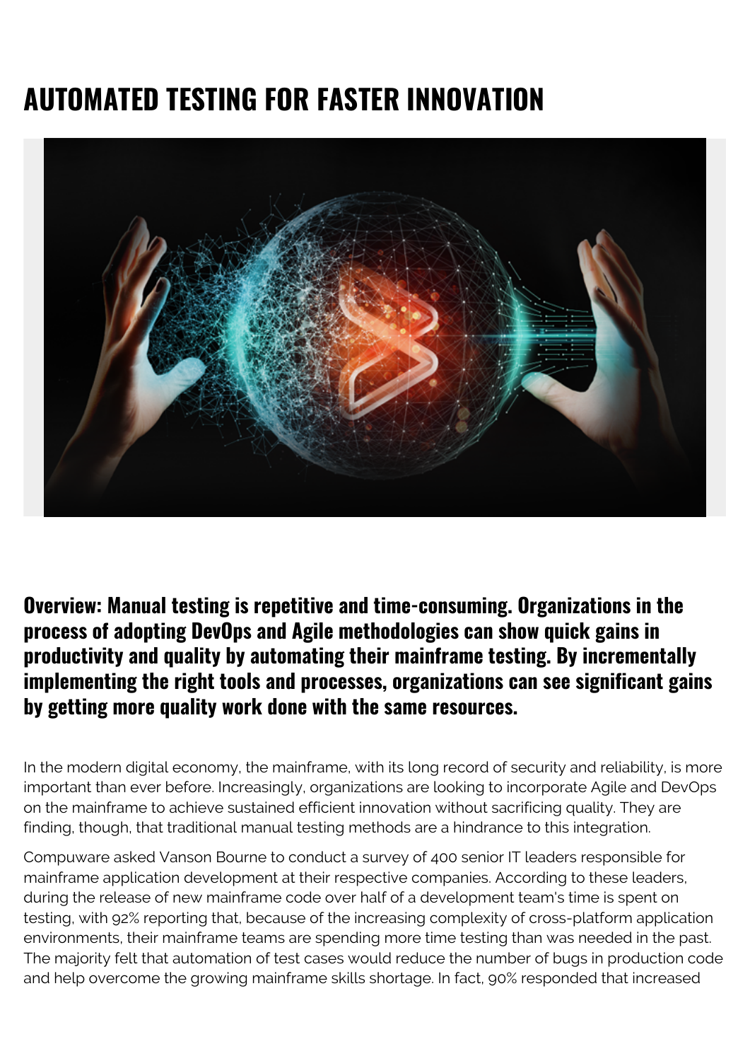# AUTOMATED TESTING FOR FASTER INNOVATION

**Overview: Manual testing is repetitive and time-consuming. Organizations in the process of adopting DevOps and Agile methodologies can show quick gains in productivity and quality by automating their mainframe testing. By incrementally implementing the right tools and processes, organizations can see significant gains by getting more quality work done with the same resources.**

In the modern digital economy, the mainframe, with its long record of security and reliability, is more important than ever before. Increasingly, organizations are looking to incorporate Agile and DevOps on the mainframe to achieve sustained efficient innovation without sacrificing quality. They are finding, though, that traditional manual testing methods are a hindrance to this integration.

Compuware asked Vanson Bourne to conduct a survey of 400 senior IT leaders responsible for mainframe application development at their respective companies. According to these leaders, during the release of new mainframe code over half of a development team's time is spent on testing, with 92% reporting that, because of the increasing complexity of cross-platform application environments, their mainframe teams are spending more time testing than was needed in the past. The majority felt that automation of test cases would reduce the number of bugs in production code and help overcome the growing mainframe skills shortage. In fact, 90% responded that increased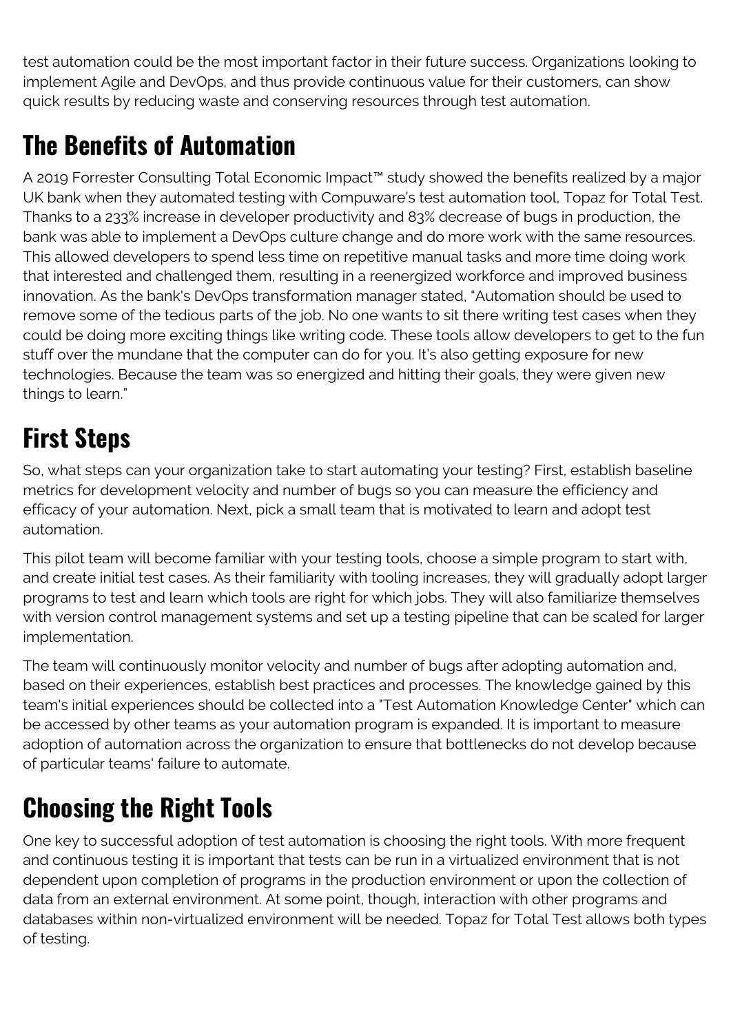test automation could be the most important factor in their future success. Organizations looking to implement Agile and DevOps, and thus provide continuous value for their customers, can show quick results by reducing waste and conserving resources through test automation.

## The Benefits of Automation

A 2019 Forrester Consulting Total Economic Impact™ study showed the benefits realized by a major UK bank when they automated testing with Compuware's test automation tool, Topaz for Total Test. Thanks to a 233% increase in developer productivity and 83% decrease of bugs in production, the bank was able to implement a DevOps culture change and do more work with the same resources. This allowed developers to spend less time on repetitive manual tasks and more time doing work that interested and challenged them, resulting in a reenergized workforce and improved business innovation. As the bank's DevOps transformation manager stated, "Automation should be used to remove some of the tedious parts of the job. No one wants to sit there writing test cases when they could be doing more exciting things like writing code. These tools allow developers to get to the fun stuff over the mundane that the computer can do for you. It's also getting exposure for new technologies. Because the team was so energized and hitting their goals, they were given new things to learn."

## First Steps

So, what steps can your organization take to start automating your testing? First, establish baseline metrics for development velocity and number of bugs so you can measure the efficiency and efficacy of your automation. Next, pick a small team that is motivated to learn and adopt test automation.

This pilot team will become familiar with your testing tools, choose a simple program to start with, and create initial test cases. As their familiarity with tooling increases, they will gradually adopt larger programs to test and learn which tools are right for which jobs. They will also familiarize themselves with version control management systems and set up a testing pipeline that can be scaled for larger implementation.

The team will continuously monitor velocity and number of bugs after adopting automation and, based on their experiences, establish best practices and processes. The knowledge gained by this team's initial experiences should be collected into a "Test Automation Knowledge Center" which can be accessed by other teams as your automation program is expanded. It is important to measure adoption of automation across the organization to ensure that bottlenecks do not develop because of particular teams' failure to automate.

## Choosing the Right Tools

One key to successful adoption of test automation is choosing the right tools. With more frequent and continuous testing it is important that tests can be run in a virtualized environment that is not dependent upon completion of programs in the production environment or upon the collection of data from an external environment. At some point, though, interaction with other programs and databases within non-virtualized environment will be needed. Topaz for Total Test allows both types of testing.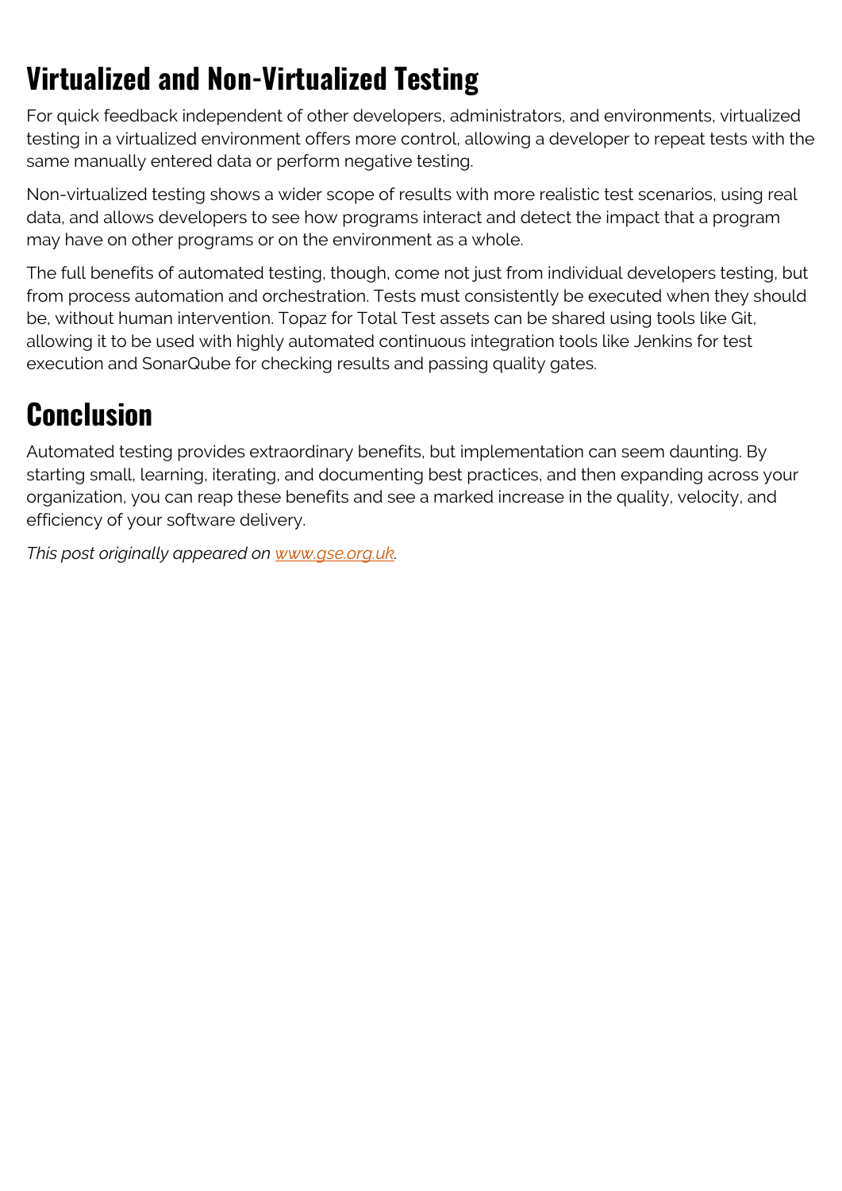## Virtualized and Non-Virtualized Testing

For quick feedback independent of other developers, administrators, and environments, virtualized testing in a virtualized environment offers more control, allowing a developer to repeat tests with the same manually entered data or perform negative testing.

Non-virtualized testing shows a wider scope of results with more realistic test scenarios, using real data, and allows developers to see how programs interact and detect the impact that a program may have on other programs or on the environment as a whole.

The full benefits of automated testing, though, come not just from individual developers testing, but from process automation and orchestration. Tests must consistently be executed when they should be, without human intervention. Topaz for Total Test assets can be shared using tools like Git, allowing it to be used with highly automated continuous integration tools like Jenkins for test execution and SonarQube for checking results and passing quality gates.

## Conclusion

Automated testing provides extraordinary benefits, but implementation can seem daunting. By starting small, learning, iterating, and documenting best practices, and then expanding across your organization, you can reap these benefits and see a marked increase in the quality, velocity, and efficiency of your software delivery.

*This post originally appeared on [www.gse.org.uk](www.gse.org.uk).*